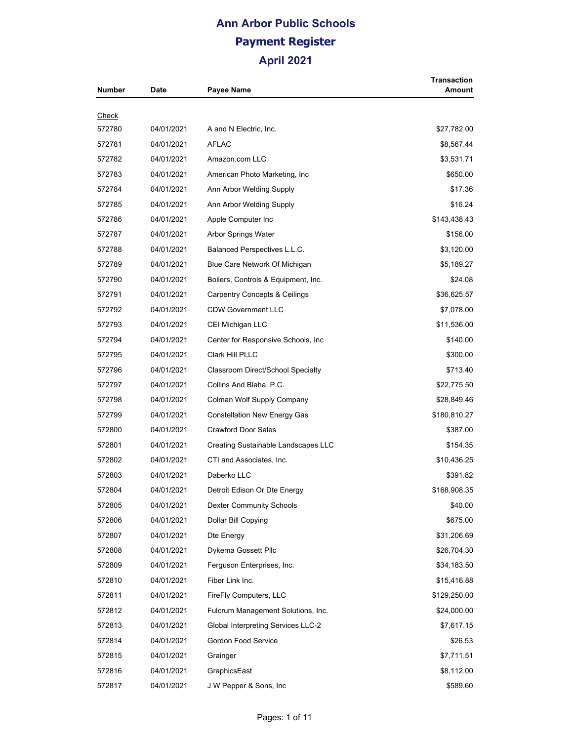# Ann Arbor Public Schools

## Payment Register

### April 2021

| Number | Date | Payee Name | Transaction Amount |
|---|---|---|---|
| Check | | | |
| 572780 | 04/01/2021 | A and N Electric, Inc. | $27,782.00 |
| 572781 | 04/01/2021 | AFLAC | $8,567.44 |
| 572782 | 04/01/2021 | Amazon.com LLC | $3,531.71 |
| 572783 | 04/01/2021 | American Photo Marketing, Inc | $650.00 |
| 572784 | 04/01/2021 | Ann Arbor Welding Supply | $17.36 |
| 572785 | 04/01/2021 | Ann Arbor Welding Supply | $16.24 |
| 572786 | 04/01/2021 | Apple Computer Inc | $143,438.43 |
| 572787 | 04/01/2021 | Arbor Springs Water | $156.00 |
| 572788 | 04/01/2021 | Balanced Perspectives L.L.C. | $3,120.00 |
| 572789 | 04/01/2021 | Blue Care Network Of Michigan | $5,189.27 |
| 572790 | 04/01/2021 | Boilers, Controls & Equipment, Inc. | $24.08 |
| 572791 | 04/01/2021 | Carpentry Concepts & Ceilings | $36,625.57 |
| 572792 | 04/01/2021 | CDW Government LLC | $7,078.00 |
| 572793 | 04/01/2021 | CEI Michigan LLC | $11,536.00 |
| 572794 | 04/01/2021 | Center for Responsive Schools, Inc | $140.00 |
| 572795 | 04/01/2021 | Clark Hill PLLC | $300.00 |
| 572796 | 04/01/2021 | Classroom Direct/School Specialty | $713.40 |
| 572797 | 04/01/2021 | Collins And Blaha, P.C. | $22,775.50 |
| 572798 | 04/01/2021 | Colman Wolf Supply Company | $28,849.46 |
| 572799 | 04/01/2021 | Constellation New Energy Gas | $180,810.27 |
| 572800 | 04/01/2021 | Crawford Door Sales | $387.00 |
| 572801 | 04/01/2021 | Creating Sustainable Landscapes LLC | $154.35 |
| 572802 | 04/01/2021 | CTI and Associates, Inc. | $10,436.25 |
| 572803 | 04/01/2021 | Daberko LLC | $391.82 |
| 572804 | 04/01/2021 | Detroit Edison Or Dte Energy | $168,908.35 |
| 572805 | 04/01/2021 | Dexter Community Schools | $40.00 |
| 572806 | 04/01/2021 | Dollar Bill Copying | $675.00 |
| 572807 | 04/01/2021 | Dte Energy | $31,206.69 |
| 572808 | 04/01/2021 | Dykema Gossett Pllc | $26,704.30 |
| 572809 | 04/01/2021 | Ferguson Enterprises, Inc. | $34,183.50 |
| 572810 | 04/01/2021 | Fiber Link Inc. | $15,416.88 |
| 572811 | 04/01/2021 | FireFly Computers, LLC | $129,250.00 |
| 572812 | 04/01/2021 | Fulcrum Management Solutions, Inc. | $24,000.00 |
| 572813 | 04/01/2021 | Global Interpreting Services LLC-2 | $7,617.15 |
| 572814 | 04/01/2021 | Gordon Food Service | $26.53 |
| 572815 | 04/01/2021 | Grainger | $7,711.51 |
| 572816 | 04/01/2021 | GraphicsEast | $8,112.00 |
| 572817 | 04/01/2021 | J W Pepper & Sons, Inc | $589.60 |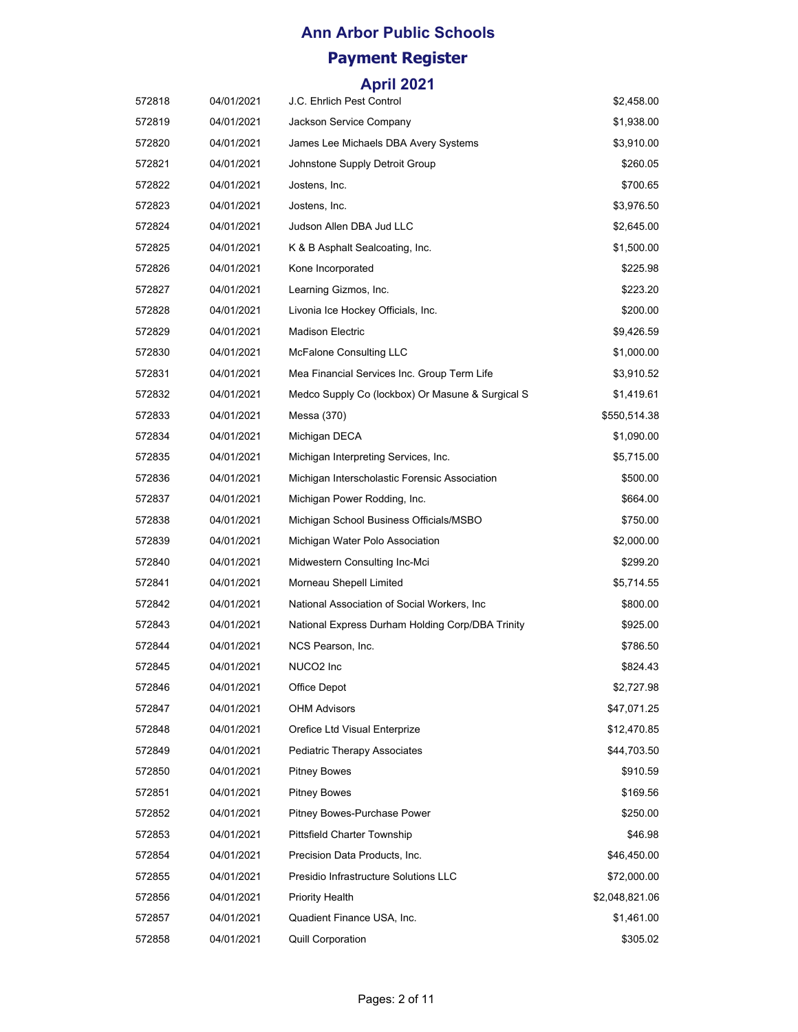# Ann Arbor Public Schools

## Payment Register

### April 2021

| | | | |
|---|---|---|---|
| 572818 | 04/01/2021 | J.C. Ehrlich Pest Control | $2,458.00 |
| 572819 | 04/01/2021 | Jackson Service Company | $1,938.00 |
| 572820 | 04/01/2021 | James Lee Michaels DBA Avery Systems | $3,910.00 |
| 572821 | 04/01/2021 | Johnstone Supply Detroit Group | $260.05 |
| 572822 | 04/01/2021 | Jostens, Inc. | $700.65 |
| 572823 | 04/01/2021 | Jostens, Inc. | $3,976.50 |
| 572824 | 04/01/2021 | Judson Allen DBA Jud LLC | $2,645.00 |
| 572825 | 04/01/2021 | K & B Asphalt Sealcoating, Inc. | $1,500.00 |
| 572826 | 04/01/2021 | Kone Incorporated | $225.98 |
| 572827 | 04/01/2021 | Learning Gizmos, Inc. | $223.20 |
| 572828 | 04/01/2021 | Livonia Ice Hockey Officials, Inc. | $200.00 |
| 572829 | 04/01/2021 | Madison Electric | $9,426.59 |
| 572830 | 04/01/2021 | McFalone Consulting LLC | $1,000.00 |
| 572831 | 04/01/2021 | Mea Financial Services Inc. Group Term Life | $3,910.52 |
| 572832 | 04/01/2021 | Medco Supply Co (lockbox) Or Masune & Surgical S | $1,419.61 |
| 572833 | 04/01/2021 | Messa (370) | $550,514.38 |
| 572834 | 04/01/2021 | Michigan DECA | $1,090.00 |
| 572835 | 04/01/2021 | Michigan Interpreting Services, Inc. | $5,715.00 |
| 572836 | 04/01/2021 | Michigan Interscholastic Forensic Association | $500.00 |
| 572837 | 04/01/2021 | Michigan Power Rodding, Inc. | $664.00 |
| 572838 | 04/01/2021 | Michigan School Business Officials/MSBO | $750.00 |
| 572839 | 04/01/2021 | Michigan Water Polo Association | $2,000.00 |
| 572840 | 04/01/2021 | Midwestern Consulting Inc-Mci | $299.20 |
| 572841 | 04/01/2021 | Morneau Shepell Limited | $5,714.55 |
| 572842 | 04/01/2021 | National Association of Social Workers, Inc | $800.00 |
| 572843 | 04/01/2021 | National Express Durham Holding Corp/DBA Trinity | $925.00 |
| 572844 | 04/01/2021 | NCS Pearson, Inc. | $786.50 |
| 572845 | 04/01/2021 | NUCO2 Inc | $824.43 |
| 572846 | 04/01/2021 | Office Depot | $2,727.98 |
| 572847 | 04/01/2021 | OHM Advisors | $47,071.25 |
| 572848 | 04/01/2021 | Orefice Ltd Visual Enterprize | $12,470.85 |
| 572849 | 04/01/2021 | Pediatric Therapy Associates | $44,703.50 |
| 572850 | 04/01/2021 | Pitney Bowes | $910.59 |
| 572851 | 04/01/2021 | Pitney Bowes | $169.56 |
| 572852 | 04/01/2021 | Pitney Bowes-Purchase Power | $250.00 |
| 572853 | 04/01/2021 | Pittsfield Charter Township | $46.98 |
| 572854 | 04/01/2021 | Precision Data Products, Inc. | $46,450.00 |
| 572855 | 04/01/2021 | Presidio Infrastructure Solutions LLC | $72,000.00 |
| 572856 | 04/01/2021 | Priority Health | $2,048,821.06 |
| 572857 | 04/01/2021 | Quadient Finance USA, Inc. | $1,461.00 |
| 572858 | 04/01/2021 | Quill Corporation | $305.02 |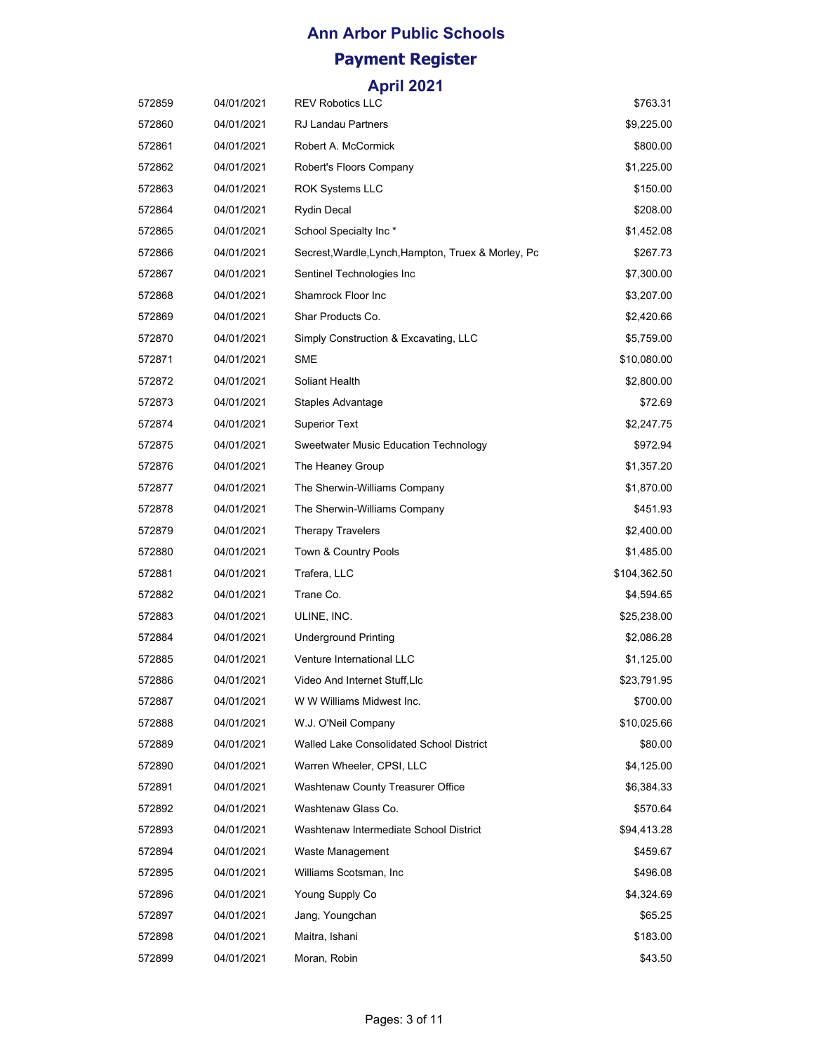# Ann Arbor Public Schools

## Payment Register

### April 2021

| | | | |
|---|---|---|---|
| 572859 | 04/01/2021 | REV Robotics LLC | $763.31 |
| 572860 | 04/01/2021 | RJ Landau Partners | $9,225.00 |
| 572861 | 04/01/2021 | Robert A. McCormick | $800.00 |
| 572862 | 04/01/2021 | Robert's Floors Company | $1,225.00 |
| 572863 | 04/01/2021 | ROK Systems LLC | $150.00 |
| 572864 | 04/01/2021 | Rydin Decal | $208.00 |
| 572865 | 04/01/2021 | School Specialty Inc * | $1,452.08 |
| 572866 | 04/01/2021 | Secrest,Wardle,Lynch,Hampton, Truex & Morley, Pc | $267.73 |
| 572867 | 04/01/2021 | Sentinel Technologies Inc | $7,300.00 |
| 572868 | 04/01/2021 | Shamrock Floor Inc | $3,207.00 |
| 572869 | 04/01/2021 | Shar Products Co. | $2,420.66 |
| 572870 | 04/01/2021 | Simply Construction & Excavating, LLC | $5,759.00 |
| 572871 | 04/01/2021 | SME | $10,080.00 |
| 572872 | 04/01/2021 | Soliant Health | $2,800.00 |
| 572873 | 04/01/2021 | Staples Advantage | $72.69 |
| 572874 | 04/01/2021 | Superior Text | $2,247.75 |
| 572875 | 04/01/2021 | Sweetwater Music Education Technology | $972.94 |
| 572876 | 04/01/2021 | The Heaney Group | $1,357.20 |
| 572877 | 04/01/2021 | The Sherwin-Williams Company | $1,870.00 |
| 572878 | 04/01/2021 | The Sherwin-Williams Company | $451.93 |
| 572879 | 04/01/2021 | Therapy Travelers | $2,400.00 |
| 572880 | 04/01/2021 | Town & Country Pools | $1,485.00 |
| 572881 | 04/01/2021 | Trafera, LLC | $104,362.50 |
| 572882 | 04/01/2021 | Trane Co. | $4,594.65 |
| 572883 | 04/01/2021 | ULINE, INC. | $25,238.00 |
| 572884 | 04/01/2021 | Underground Printing | $2,086.28 |
| 572885 | 04/01/2021 | Venture International LLC | $1,125.00 |
| 572886 | 04/01/2021 | Video And Internet Stuff,Llc | $23,791.95 |
| 572887 | 04/01/2021 | W W Williams Midwest Inc. | $700.00 |
| 572888 | 04/01/2021 | W.J. O'Neil Company | $10,025.66 |
| 572889 | 04/01/2021 | Walled Lake Consolidated School District | $80.00 |
| 572890 | 04/01/2021 | Warren Wheeler, CPSI, LLC | $4,125.00 |
| 572891 | 04/01/2021 | Washtenaw County Treasurer Office | $6,384.33 |
| 572892 | 04/01/2021 | Washtenaw Glass Co. | $570.64 |
| 572893 | 04/01/2021 | Washtenaw Intermediate School District | $94,413.28 |
| 572894 | 04/01/2021 | Waste Management | $459.67 |
| 572895 | 04/01/2021 | Williams Scotsman, Inc | $496.08 |
| 572896 | 04/01/2021 | Young Supply Co | $4,324.69 |
| 572897 | 04/01/2021 | Jang, Youngchan | $65.25 |
| 572898 | 04/01/2021 | Maitra, Ishani | $183.00 |
| 572899 | 04/01/2021 | Moran, Robin | $43.50 |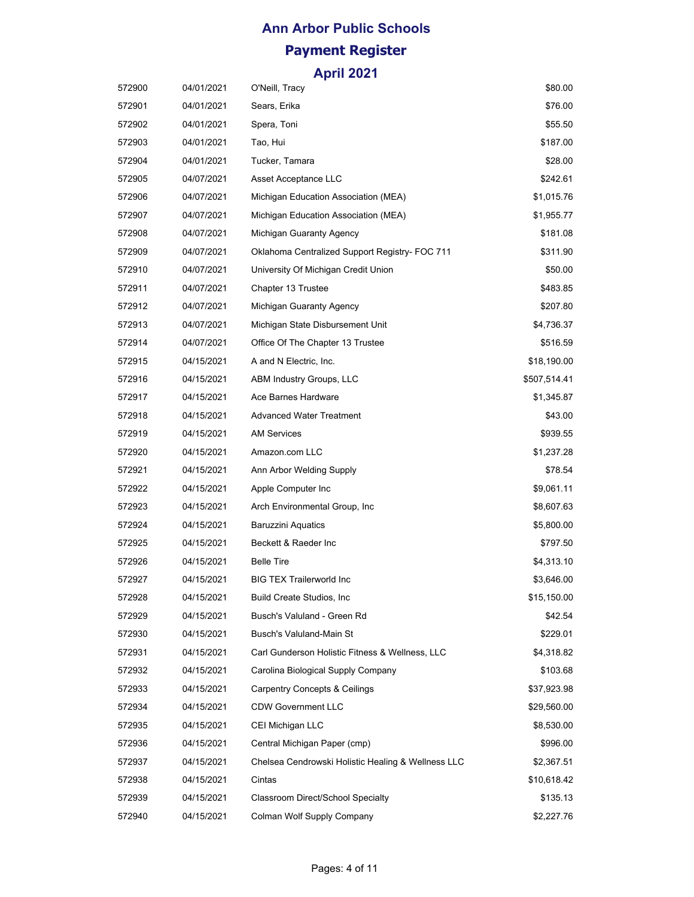# Ann Arbor Public Schools

## Payment Register

### April 2021

| | | | |
|---|---|---|---|
| 572900 | 04/01/2021 | O'Neill, Tracy | $80.00 |
| 572901 | 04/01/2021 | Sears, Erika | $76.00 |
| 572902 | 04/01/2021 | Spera, Toni | $55.50 |
| 572903 | 04/01/2021 | Tao, Hui | $187.00 |
| 572904 | 04/01/2021 | Tucker, Tamara | $28.00 |
| 572905 | 04/07/2021 | Asset Acceptance LLC | $242.61 |
| 572906 | 04/07/2021 | Michigan Education Association (MEA) | $1,015.76 |
| 572907 | 04/07/2021 | Michigan Education Association (MEA) | $1,955.77 |
| 572908 | 04/07/2021 | Michigan Guaranty Agency | $181.08 |
| 572909 | 04/07/2021 | Oklahoma Centralized Support Registry- FOC 711 | $311.90 |
| 572910 | 04/07/2021 | University Of Michigan Credit Union | $50.00 |
| 572911 | 04/07/2021 | Chapter 13 Trustee | $483.85 |
| 572912 | 04/07/2021 | Michigan Guaranty Agency | $207.80 |
| 572913 | 04/07/2021 | Michigan State Disbursement Unit | $4,736.37 |
| 572914 | 04/07/2021 | Office Of The Chapter 13 Trustee | $516.59 |
| 572915 | 04/15/2021 | A and N Electric, Inc. | $18,190.00 |
| 572916 | 04/15/2021 | ABM Industry Groups, LLC | $507,514.41 |
| 572917 | 04/15/2021 | Ace Barnes Hardware | $1,345.87 |
| 572918 | 04/15/2021 | Advanced Water Treatment | $43.00 |
| 572919 | 04/15/2021 | AM Services | $939.55 |
| 572920 | 04/15/2021 | Amazon.com LLC | $1,237.28 |
| 572921 | 04/15/2021 | Ann Arbor Welding Supply | $78.54 |
| 572922 | 04/15/2021 | Apple Computer Inc | $9,061.11 |
| 572923 | 04/15/2021 | Arch Environmental Group, Inc | $8,607.63 |
| 572924 | 04/15/2021 | Baruzzini Aquatics | $5,800.00 |
| 572925 | 04/15/2021 | Beckett & Raeder Inc | $797.50 |
| 572926 | 04/15/2021 | Belle Tire | $4,313.10 |
| 572927 | 04/15/2021 | BIG TEX Trailerworld Inc | $3,646.00 |
| 572928 | 04/15/2021 | Build Create Studios, Inc | $15,150.00 |
| 572929 | 04/15/2021 | Busch's Valuland - Green Rd | $42.54 |
| 572930 | 04/15/2021 | Busch's Valuland-Main St | $229.01 |
| 572931 | 04/15/2021 | Carl Gunderson Holistic Fitness & Wellness, LLC | $4,318.82 |
| 572932 | 04/15/2021 | Carolina Biological Supply Company | $103.68 |
| 572933 | 04/15/2021 | Carpentry Concepts & Ceilings | $37,923.98 |
| 572934 | 04/15/2021 | CDW Government LLC | $29,560.00 |
| 572935 | 04/15/2021 | CEI Michigan LLC | $8,530.00 |
| 572936 | 04/15/2021 | Central Michigan Paper (cmp) | $996.00 |
| 572937 | 04/15/2021 | Chelsea Cendrowski Holistic Healing & Wellness LLC | $2,367.51 |
| 572938 | 04/15/2021 | Cintas | $10,618.42 |
| 572939 | 04/15/2021 | Classroom Direct/School Specialty | $135.13 |
| 572940 | 04/15/2021 | Colman Wolf Supply Company | $2,227.76 |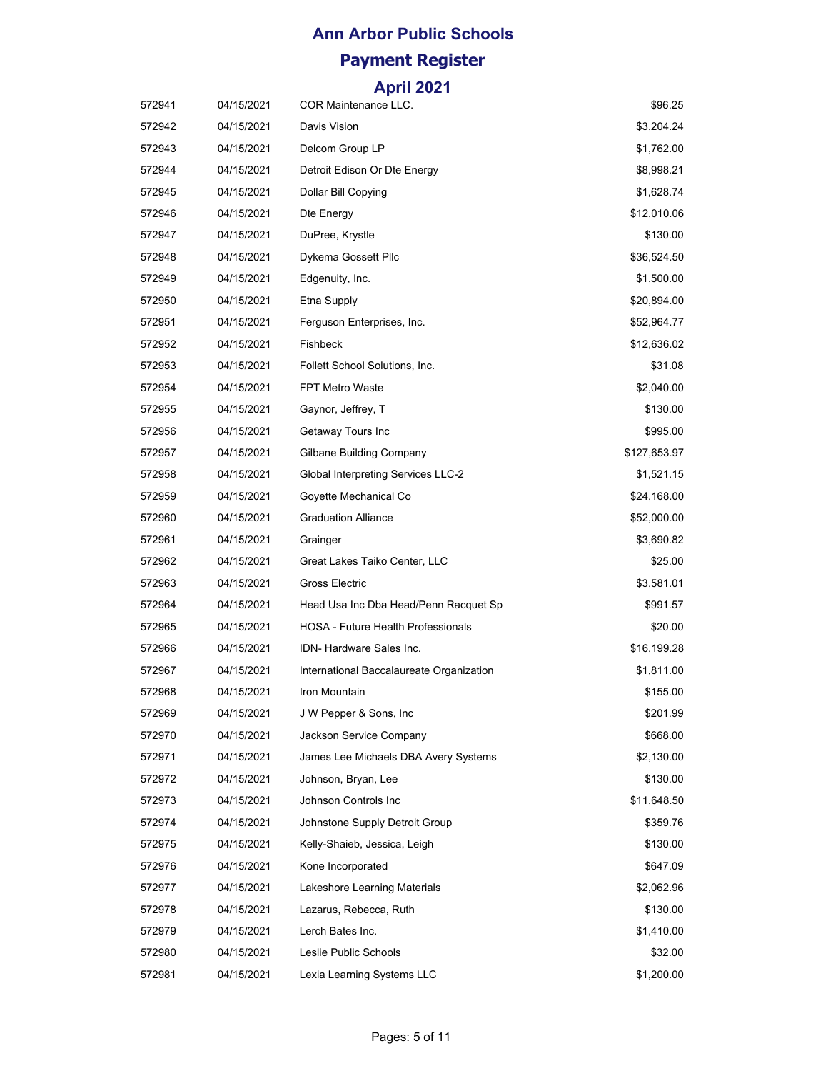# Ann Arbor Public Schools

## Payment Register

### April 2021

| | | | |
|---|---|---|---|
| 572941 | 04/15/2021 | COR Maintenance LLC. | $96.25 |
| 572942 | 04/15/2021 | Davis Vision | $3,204.24 |
| 572943 | 04/15/2021 | Delcom Group LP | $1,762.00 |
| 572944 | 04/15/2021 | Detroit Edison Or Dte Energy | $8,998.21 |
| 572945 | 04/15/2021 | Dollar Bill Copying | $1,628.74 |
| 572946 | 04/15/2021 | Dte Energy | $12,010.06 |
| 572947 | 04/15/2021 | DuPree, Krystle | $130.00 |
| 572948 | 04/15/2021 | Dykema Gossett Pllc | $36,524.50 |
| 572949 | 04/15/2021 | Edgenuity, Inc. | $1,500.00 |
| 572950 | 04/15/2021 | Etna Supply | $20,894.00 |
| 572951 | 04/15/2021 | Ferguson Enterprises, Inc. | $52,964.77 |
| 572952 | 04/15/2021 | Fishbeck | $12,636.02 |
| 572953 | 04/15/2021 | Follett School Solutions, Inc. | $31.08 |
| 572954 | 04/15/2021 | FPT Metro Waste | $2,040.00 |
| 572955 | 04/15/2021 | Gaynor, Jeffrey, T | $130.00 |
| 572956 | 04/15/2021 | Getaway Tours Inc | $995.00 |
| 572957 | 04/15/2021 | Gilbane Building Company | $127,653.97 |
| 572958 | 04/15/2021 | Global Interpreting Services LLC-2 | $1,521.15 |
| 572959 | 04/15/2021 | Goyette Mechanical Co | $24,168.00 |
| 572960 | 04/15/2021 | Graduation Alliance | $52,000.00 |
| 572961 | 04/15/2021 | Grainger | $3,690.82 |
| 572962 | 04/15/2021 | Great Lakes Taiko Center, LLC | $25.00 |
| 572963 | 04/15/2021 | Gross Electric | $3,581.01 |
| 572964 | 04/15/2021 | Head Usa Inc Dba Head/Penn Racquet Sp | $991.57 |
| 572965 | 04/15/2021 | HOSA - Future Health Professionals | $20.00 |
| 572966 | 04/15/2021 | IDN- Hardware Sales Inc. | $16,199.28 |
| 572967 | 04/15/2021 | International Baccalaureate Organization | $1,811.00 |
| 572968 | 04/15/2021 | Iron Mountain | $155.00 |
| 572969 | 04/15/2021 | J W Pepper & Sons, Inc | $201.99 |
| 572970 | 04/15/2021 | Jackson Service Company | $668.00 |
| 572971 | 04/15/2021 | James Lee Michaels DBA Avery Systems | $2,130.00 |
| 572972 | 04/15/2021 | Johnson, Bryan, Lee | $130.00 |
| 572973 | 04/15/2021 | Johnson Controls Inc | $11,648.50 |
| 572974 | 04/15/2021 | Johnstone Supply Detroit Group | $359.76 |
| 572975 | 04/15/2021 | Kelly-Shaieb, Jessica, Leigh | $130.00 |
| 572976 | 04/15/2021 | Kone Incorporated | $647.09 |
| 572977 | 04/15/2021 | Lakeshore Learning Materials | $2,062.96 |
| 572978 | 04/15/2021 | Lazarus, Rebecca, Ruth | $130.00 |
| 572979 | 04/15/2021 | Lerch Bates Inc. | $1,410.00 |
| 572980 | 04/15/2021 | Leslie Public Schools | $32.00 |
| 572981 | 04/15/2021 | Lexia Learning Systems LLC | $1,200.00 |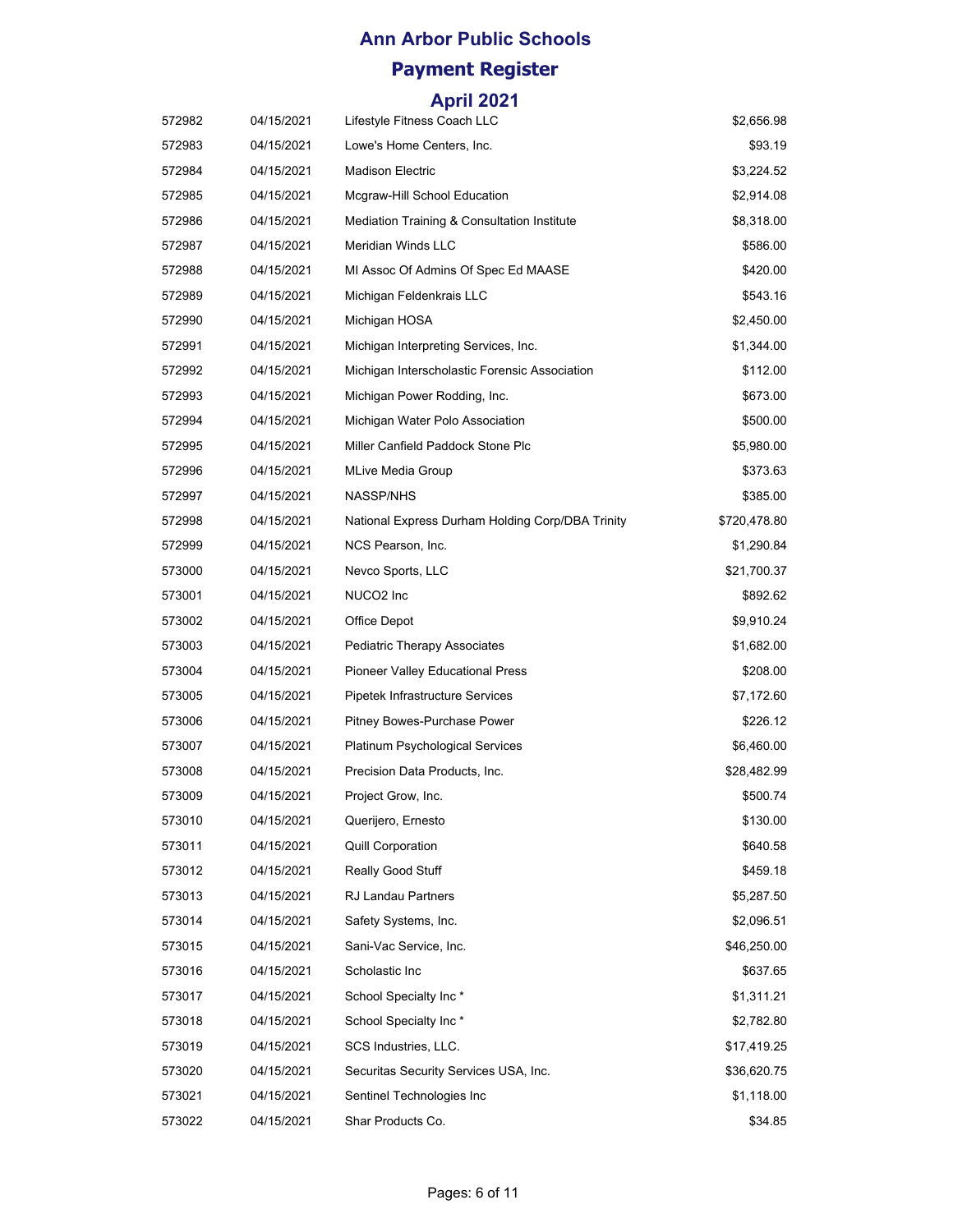# Ann Arbor Public Schools

## Payment Register

### April 2021

| | | | |
|---|---|---|---|
| 572982 | 04/15/2021 | Lifestyle Fitness Coach LLC | $2,656.98 |
| 572983 | 04/15/2021 | Lowe's Home Centers, Inc. | $93.19 |
| 572984 | 04/15/2021 | Madison Electric | $3,224.52 |
| 572985 | 04/15/2021 | Mcgraw-Hill School Education | $2,914.08 |
| 572986 | 04/15/2021 | Mediation Training & Consultation Institute | $8,318.00 |
| 572987 | 04/15/2021 | Meridian Winds LLC | $586.00 |
| 572988 | 04/15/2021 | MI Assoc Of Admins Of Spec Ed MAASE | $420.00 |
| 572989 | 04/15/2021 | Michigan Feldenkrais LLC | $543.16 |
| 572990 | 04/15/2021 | Michigan HOSA | $2,450.00 |
| 572991 | 04/15/2021 | Michigan Interpreting Services, Inc. | $1,344.00 |
| 572992 | 04/15/2021 | Michigan Interscholastic Forensic Association | $112.00 |
| 572993 | 04/15/2021 | Michigan Power Rodding, Inc. | $673.00 |
| 572994 | 04/15/2021 | Michigan Water Polo Association | $500.00 |
| 572995 | 04/15/2021 | Miller Canfield Paddock Stone Plc | $5,980.00 |
| 572996 | 04/15/2021 | MLive Media Group | $373.63 |
| 572997 | 04/15/2021 | NASSP/NHS | $385.00 |
| 572998 | 04/15/2021 | National Express Durham Holding Corp/DBA Trinity | $720,478.80 |
| 572999 | 04/15/2021 | NCS Pearson, Inc. | $1,290.84 |
| 573000 | 04/15/2021 | Nevco Sports, LLC | $21,700.37 |
| 573001 | 04/15/2021 | NUCO2 Inc | $892.62 |
| 573002 | 04/15/2021 | Office Depot | $9,910.24 |
| 573003 | 04/15/2021 | Pediatric Therapy Associates | $1,682.00 |
| 573004 | 04/15/2021 | Pioneer Valley Educational Press | $208.00 |
| 573005 | 04/15/2021 | Pipetek Infrastructure Services | $7,172.60 |
| 573006 | 04/15/2021 | Pitney Bowes-Purchase Power | $226.12 |
| 573007 | 04/15/2021 | Platinum Psychological Services | $6,460.00 |
| 573008 | 04/15/2021 | Precision Data Products, Inc. | $28,482.99 |
| 573009 | 04/15/2021 | Project Grow, Inc. | $500.74 |
| 573010 | 04/15/2021 | Querijero, Ernesto | $130.00 |
| 573011 | 04/15/2021 | Quill Corporation | $640.58 |
| 573012 | 04/15/2021 | Really Good Stuff | $459.18 |
| 573013 | 04/15/2021 | RJ Landau Partners | $5,287.50 |
| 573014 | 04/15/2021 | Safety Systems, Inc. | $2,096.51 |
| 573015 | 04/15/2021 | Sani-Vac Service, Inc. | $46,250.00 |
| 573016 | 04/15/2021 | Scholastic Inc | $637.65 |
| 573017 | 04/15/2021 | School Specialty Inc * | $1,311.21 |
| 573018 | 04/15/2021 | School Specialty Inc * | $2,782.80 |
| 573019 | 04/15/2021 | SCS Industries, LLC. | $17,419.25 |
| 573020 | 04/15/2021 | Securitas Security Services USA, Inc. | $36,620.75 |
| 573021 | 04/15/2021 | Sentinel Technologies Inc | $1,118.00 |
| 573022 | 04/15/2021 | Shar Products Co. | $34.85 |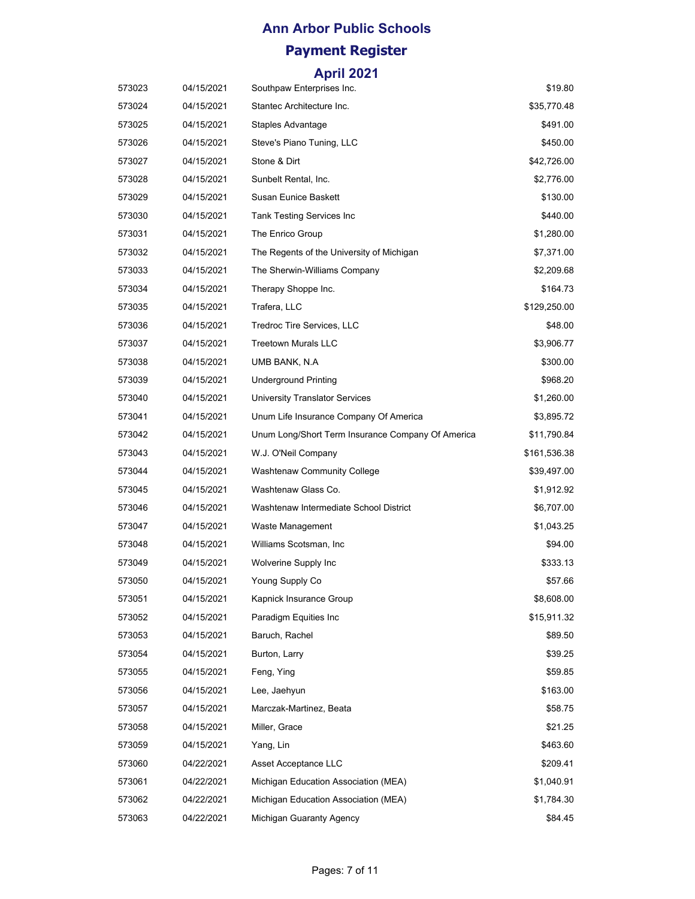# Ann Arbor Public Schools

## Payment Register

### April 2021

| | | | |
|---|---|---|---|
| 573023 | 04/15/2021 | Southpaw Enterprises Inc. | $19.80 |
| 573024 | 04/15/2021 | Stantec Architecture Inc. | $35,770.48 |
| 573025 | 04/15/2021 | Staples Advantage | $491.00 |
| 573026 | 04/15/2021 | Steve's Piano Tuning, LLC | $450.00 |
| 573027 | 04/15/2021 | Stone & Dirt | $42,726.00 |
| 573028 | 04/15/2021 | Sunbelt Rental, Inc. | $2,776.00 |
| 573029 | 04/15/2021 | Susan Eunice Baskett | $130.00 |
| 573030 | 04/15/2021 | Tank Testing Services Inc | $440.00 |
| 573031 | 04/15/2021 | The Enrico Group | $1,280.00 |
| 573032 | 04/15/2021 | The Regents of the University of Michigan | $7,371.00 |
| 573033 | 04/15/2021 | The Sherwin-Williams Company | $2,209.68 |
| 573034 | 04/15/2021 | Therapy Shoppe Inc. | $164.73 |
| 573035 | 04/15/2021 | Trafera, LLC | $129,250.00 |
| 573036 | 04/15/2021 | Tredroc Tire Services, LLC | $48.00 |
| 573037 | 04/15/2021 | Treetown Murals LLC | $3,906.77 |
| 573038 | 04/15/2021 | UMB BANK, N.A | $300.00 |
| 573039 | 04/15/2021 | Underground Printing | $968.20 |
| 573040 | 04/15/2021 | University Translator Services | $1,260.00 |
| 573041 | 04/15/2021 | Unum Life Insurance Company Of America | $3,895.72 |
| 573042 | 04/15/2021 | Unum Long/Short Term Insurance Company Of America | $11,790.84 |
| 573043 | 04/15/2021 | W.J. O'Neil Company | $161,536.38 |
| 573044 | 04/15/2021 | Washtenaw Community College | $39,497.00 |
| 573045 | 04/15/2021 | Washtenaw Glass Co. | $1,912.92 |
| 573046 | 04/15/2021 | Washtenaw Intermediate School District | $6,707.00 |
| 573047 | 04/15/2021 | Waste Management | $1,043.25 |
| 573048 | 04/15/2021 | Williams Scotsman, Inc | $94.00 |
| 573049 | 04/15/2021 | Wolverine Supply Inc | $333.13 |
| 573050 | 04/15/2021 | Young Supply Co | $57.66 |
| 573051 | 04/15/2021 | Kapnick Insurance Group | $8,608.00 |
| 573052 | 04/15/2021 | Paradigm Equities Inc | $15,911.32 |
| 573053 | 04/15/2021 | Baruch, Rachel | $89.50 |
| 573054 | 04/15/2021 | Burton, Larry | $39.25 |
| 573055 | 04/15/2021 | Feng, Ying | $59.85 |
| 573056 | 04/15/2021 | Lee, Jaehyun | $163.00 |
| 573057 | 04/15/2021 | Marczak-Martinez, Beata | $58.75 |
| 573058 | 04/15/2021 | Miller, Grace | $21.25 |
| 573059 | 04/15/2021 | Yang, Lin | $463.60 |
| 573060 | 04/22/2021 | Asset Acceptance LLC | $209.41 |
| 573061 | 04/22/2021 | Michigan Education Association (MEA) | $1,040.91 |
| 573062 | 04/22/2021 | Michigan Education Association (MEA) | $1,784.30 |
| 573063 | 04/22/2021 | Michigan Guaranty Agency | $84.45 |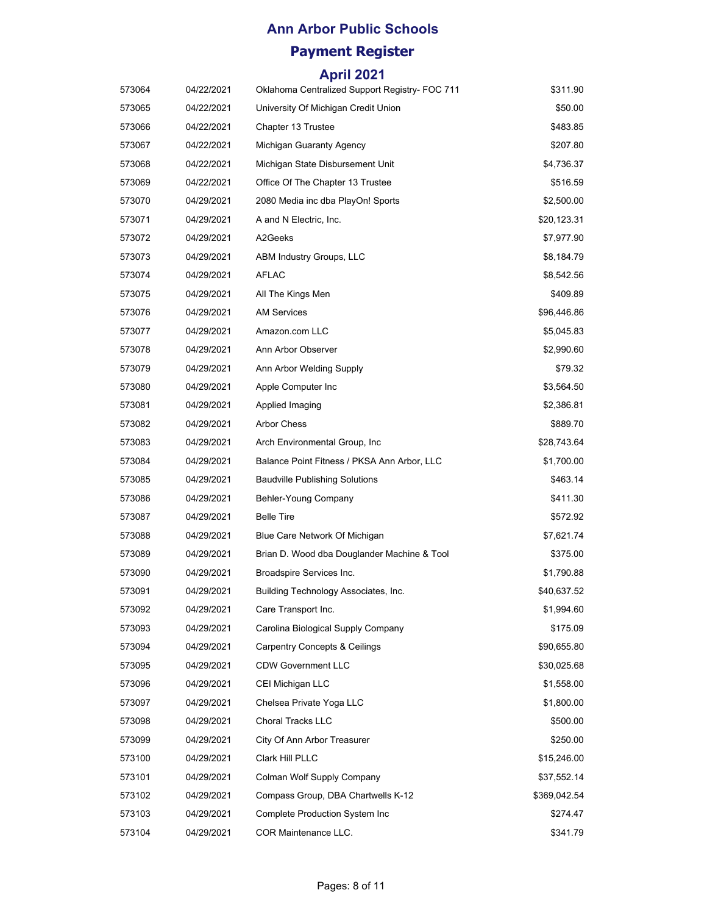# Ann Arbor Public Schools

## Payment Register

### April 2021

| | | | |
|---|---|---|---|
| 573064 | 04/22/2021 | Oklahoma Centralized Support Registry- FOC 711 | $311.90 |
| 573065 | 04/22/2021 | University Of Michigan Credit Union | $50.00 |
| 573066 | 04/22/2021 | Chapter 13 Trustee | $483.85 |
| 573067 | 04/22/2021 | Michigan Guaranty Agency | $207.80 |
| 573068 | 04/22/2021 | Michigan State Disbursement Unit | $4,736.37 |
| 573069 | 04/22/2021 | Office Of The Chapter 13 Trustee | $516.59 |
| 573070 | 04/29/2021 | 2080 Media inc dba PlayOn! Sports | $2,500.00 |
| 573071 | 04/29/2021 | A and N Electric, Inc. | $20,123.31 |
| 573072 | 04/29/2021 | A2Geeks | $7,977.90 |
| 573073 | 04/29/2021 | ABM Industry Groups, LLC | $8,184.79 |
| 573074 | 04/29/2021 | AFLAC | $8,542.56 |
| 573075 | 04/29/2021 | All The Kings Men | $409.89 |
| 573076 | 04/29/2021 | AM Services | $96,446.86 |
| 573077 | 04/29/2021 | Amazon.com LLC | $5,045.83 |
| 573078 | 04/29/2021 | Ann Arbor Observer | $2,990.60 |
| 573079 | 04/29/2021 | Ann Arbor Welding Supply | $79.32 |
| 573080 | 04/29/2021 | Apple Computer Inc | $3,564.50 |
| 573081 | 04/29/2021 | Applied Imaging | $2,386.81 |
| 573082 | 04/29/2021 | Arbor Chess | $889.70 |
| 573083 | 04/29/2021 | Arch Environmental Group, Inc | $28,743.64 |
| 573084 | 04/29/2021 | Balance Point Fitness / PKSA Ann Arbor, LLC | $1,700.00 |
| 573085 | 04/29/2021 | Baudville Publishing Solutions | $463.14 |
| 573086 | 04/29/2021 | Behler-Young Company | $411.30 |
| 573087 | 04/29/2021 | Belle Tire | $572.92 |
| 573088 | 04/29/2021 | Blue Care Network Of Michigan | $7,621.74 |
| 573089 | 04/29/2021 | Brian D. Wood dba Douglander Machine & Tool | $375.00 |
| 573090 | 04/29/2021 | Broadspire Services Inc. | $1,790.88 |
| 573091 | 04/29/2021 | Building Technology Associates, Inc. | $40,637.52 |
| 573092 | 04/29/2021 | Care Transport Inc. | $1,994.60 |
| 573093 | 04/29/2021 | Carolina Biological Supply Company | $175.09 |
| 573094 | 04/29/2021 | Carpentry Concepts & Ceilings | $90,655.80 |
| 573095 | 04/29/2021 | CDW Government LLC | $30,025.68 |
| 573096 | 04/29/2021 | CEI Michigan LLC | $1,558.00 |
| 573097 | 04/29/2021 | Chelsea Private Yoga LLC | $1,800.00 |
| 573098 | 04/29/2021 | Choral Tracks LLC | $500.00 |
| 573099 | 04/29/2021 | City Of Ann Arbor Treasurer | $250.00 |
| 573100 | 04/29/2021 | Clark Hill PLLC | $15,246.00 |
| 573101 | 04/29/2021 | Colman Wolf Supply Company | $37,552.14 |
| 573102 | 04/29/2021 | Compass Group, DBA Chartwells K-12 | $369,042.54 |
| 573103 | 04/29/2021 | Complete Production System Inc | $274.47 |
| 573104 | 04/29/2021 | COR Maintenance LLC. | $341.79 |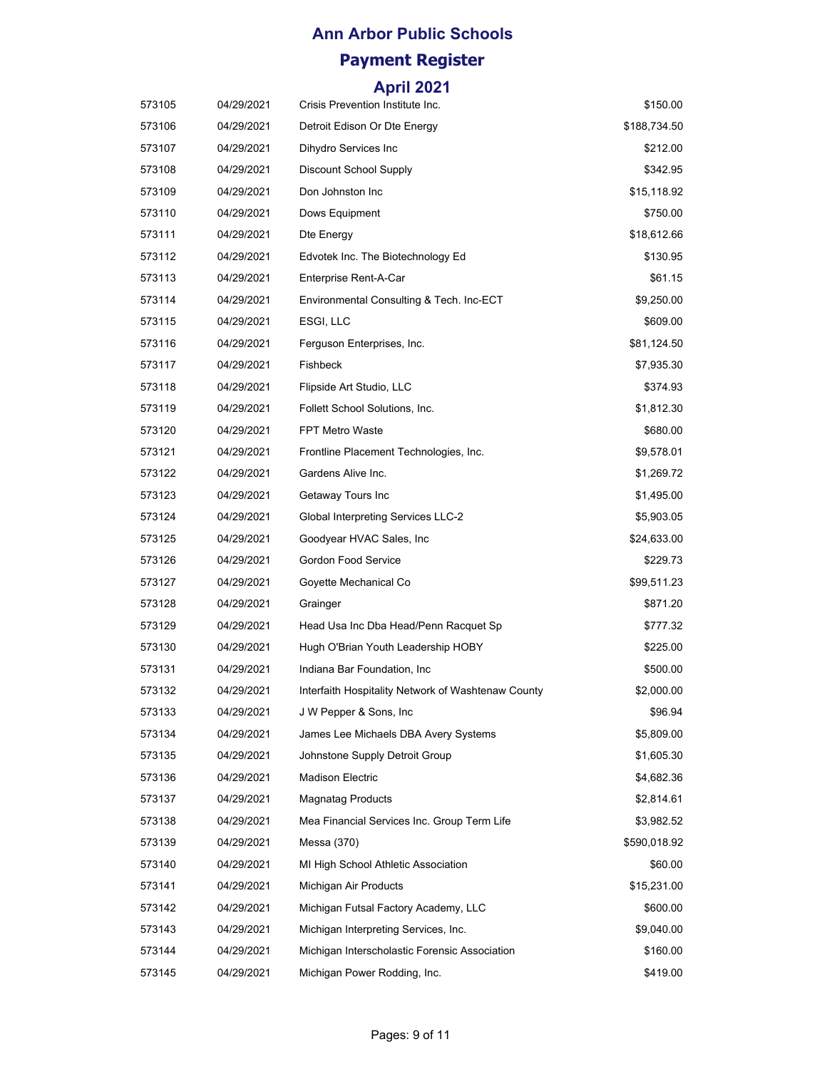# Ann Arbor Public Schools

## Payment Register

### April 2021

| | | | |
|---|---|---|---|
| 573105 | 04/29/2021 | Crisis Prevention Institute Inc. | $150.00 |
| 573106 | 04/29/2021 | Detroit Edison Or Dte Energy | $188,734.50 |
| 573107 | 04/29/2021 | Dihydro Services Inc | $212.00 |
| 573108 | 04/29/2021 | Discount School Supply | $342.95 |
| 573109 | 04/29/2021 | Don Johnston Inc | $15,118.92 |
| 573110 | 04/29/2021 | Dows Equipment | $750.00 |
| 573111 | 04/29/2021 | Dte Energy | $18,612.66 |
| 573112 | 04/29/2021 | Edvotek Inc. The Biotechnology Ed | $130.95 |
| 573113 | 04/29/2021 | Enterprise Rent-A-Car | $61.15 |
| 573114 | 04/29/2021 | Environmental Consulting & Tech. Inc-ECT | $9,250.00 |
| 573115 | 04/29/2021 | ESGI, LLC | $609.00 |
| 573116 | 04/29/2021 | Ferguson Enterprises, Inc. | $81,124.50 |
| 573117 | 04/29/2021 | Fishbeck | $7,935.30 |
| 573118 | 04/29/2021 | Flipside Art Studio, LLC | $374.93 |
| 573119 | 04/29/2021 | Follett School Solutions, Inc. | $1,812.30 |
| 573120 | 04/29/2021 | FPT Metro Waste | $680.00 |
| 573121 | 04/29/2021 | Frontline Placement Technologies, Inc. | $9,578.01 |
| 573122 | 04/29/2021 | Gardens Alive Inc. | $1,269.72 |
| 573123 | 04/29/2021 | Getaway Tours Inc | $1,495.00 |
| 573124 | 04/29/2021 | Global Interpreting Services LLC-2 | $5,903.05 |
| 573125 | 04/29/2021 | Goodyear HVAC Sales, Inc | $24,633.00 |
| 573126 | 04/29/2021 | Gordon Food Service | $229.73 |
| 573127 | 04/29/2021 | Goyette Mechanical Co | $99,511.23 |
| 573128 | 04/29/2021 | Grainger | $871.20 |
| 573129 | 04/29/2021 | Head Usa Inc Dba Head/Penn Racquet Sp | $777.32 |
| 573130 | 04/29/2021 | Hugh O'Brian Youth Leadership HOBY | $225.00 |
| 573131 | 04/29/2021 | Indiana Bar Foundation, Inc | $500.00 |
| 573132 | 04/29/2021 | Interfaith Hospitality Network of Washtenaw County | $2,000.00 |
| 573133 | 04/29/2021 | J W Pepper & Sons, Inc | $96.94 |
| 573134 | 04/29/2021 | James Lee Michaels DBA Avery Systems | $5,809.00 |
| 573135 | 04/29/2021 | Johnstone Supply Detroit Group | $1,605.30 |
| 573136 | 04/29/2021 | Madison Electric | $4,682.36 |
| 573137 | 04/29/2021 | Magnatag Products | $2,814.61 |
| 573138 | 04/29/2021 | Mea Financial Services Inc. Group Term Life | $3,982.52 |
| 573139 | 04/29/2021 | Messa (370) | $590,018.92 |
| 573140 | 04/29/2021 | MI High School Athletic Association | $60.00 |
| 573141 | 04/29/2021 | Michigan Air Products | $15,231.00 |
| 573142 | 04/29/2021 | Michigan Futsal Factory Academy, LLC | $600.00 |
| 573143 | 04/29/2021 | Michigan Interpreting Services, Inc. | $9,040.00 |
| 573144 | 04/29/2021 | Michigan Interscholastic Forensic Association | $160.00 |
| 573145 | 04/29/2021 | Michigan Power Rodding, Inc. | $419.00 |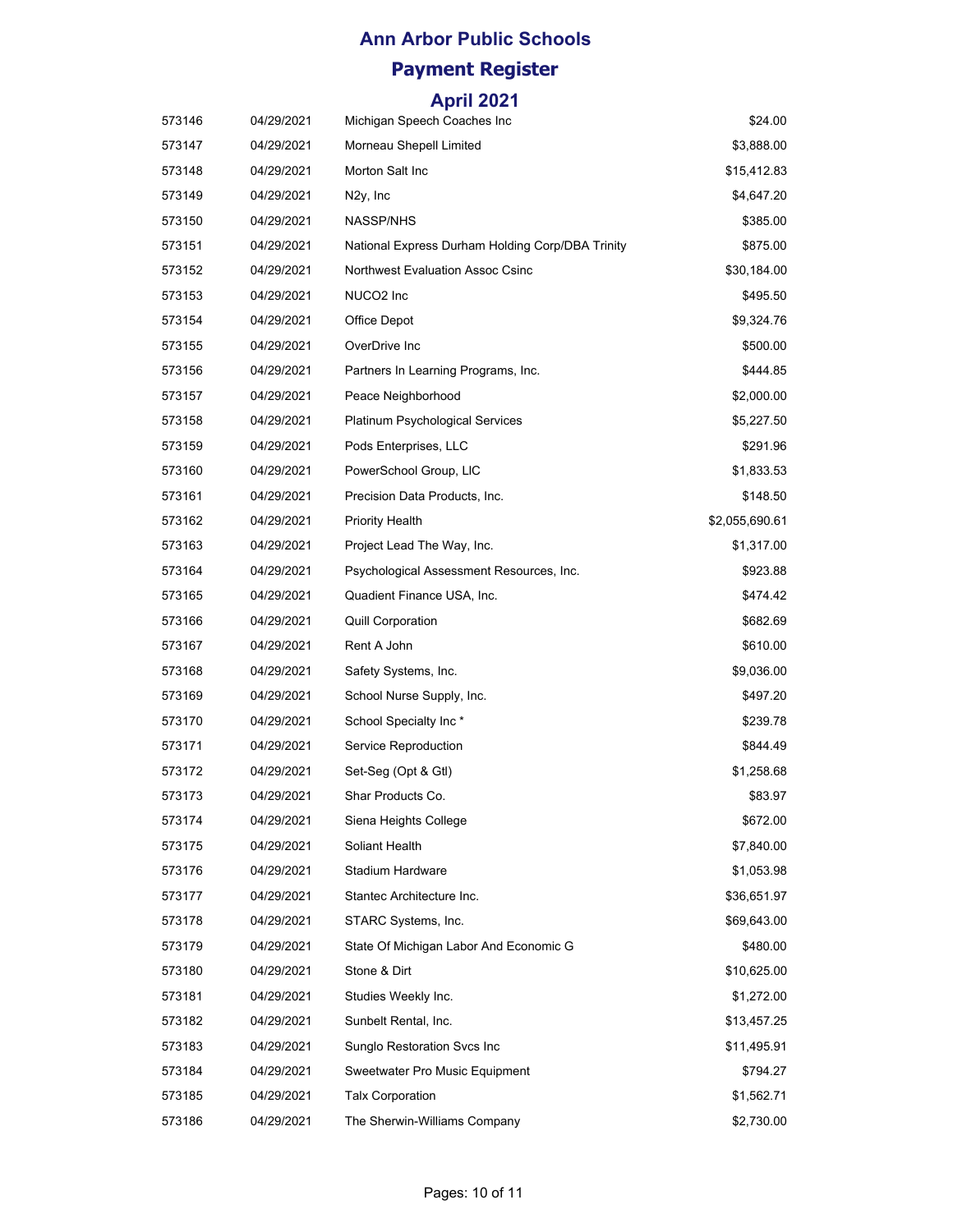# Ann Arbor Public Schools

## Payment Register

### April 2021

| | | | |
|---|---|---|---|
| 573146 | 04/29/2021 | Michigan Speech Coaches Inc | $24.00 |
| 573147 | 04/29/2021 | Morneau Shepell Limited | $3,888.00 |
| 573148 | 04/29/2021 | Morton Salt Inc | $15,412.83 |
| 573149 | 04/29/2021 | N2y, Inc | $4,647.20 |
| 573150 | 04/29/2021 | NASSP/NHS | $385.00 |
| 573151 | 04/29/2021 | National Express Durham Holding Corp/DBA Trinity | $875.00 |
| 573152 | 04/29/2021 | Northwest Evaluation Assoc Csinc | $30,184.00 |
| 573153 | 04/29/2021 | NUCO2 Inc | $495.50 |
| 573154 | 04/29/2021 | Office Depot | $9,324.76 |
| 573155 | 04/29/2021 | OverDrive Inc | $500.00 |
| 573156 | 04/29/2021 | Partners In Learning Programs, Inc. | $444.85 |
| 573157 | 04/29/2021 | Peace Neighborhood | $2,000.00 |
| 573158 | 04/29/2021 | Platinum Psychological Services | $5,227.50 |
| 573159 | 04/29/2021 | Pods Enterprises, LLC | $291.96 |
| 573160 | 04/29/2021 | PowerSchool Group, LlC | $1,833.53 |
| 573161 | 04/29/2021 | Precision Data Products, Inc. | $148.50 |
| 573162 | 04/29/2021 | Priority Health | $2,055,690.61 |
| 573163 | 04/29/2021 | Project Lead The Way, Inc. | $1,317.00 |
| 573164 | 04/29/2021 | Psychological Assessment Resources, Inc. | $923.88 |
| 573165 | 04/29/2021 | Quadient Finance USA, Inc. | $474.42 |
| 573166 | 04/29/2021 | Quill Corporation | $682.69 |
| 573167 | 04/29/2021 | Rent A John | $610.00 |
| 573168 | 04/29/2021 | Safety Systems, Inc. | $9,036.00 |
| 573169 | 04/29/2021 | School Nurse Supply, Inc. | $497.20 |
| 573170 | 04/29/2021 | School Specialty Inc * | $239.78 |
| 573171 | 04/29/2021 | Service Reproduction | $844.49 |
| 573172 | 04/29/2021 | Set-Seg (Opt & Gtl) | $1,258.68 |
| 573173 | 04/29/2021 | Shar Products Co. | $83.97 |
| 573174 | 04/29/2021 | Siena Heights College | $672.00 |
| 573175 | 04/29/2021 | Soliant Health | $7,840.00 |
| 573176 | 04/29/2021 | Stadium Hardware | $1,053.98 |
| 573177 | 04/29/2021 | Stantec Architecture Inc. | $36,651.97 |
| 573178 | 04/29/2021 | STARC Systems, Inc. | $69,643.00 |
| 573179 | 04/29/2021 | State Of Michigan Labor And Economic G | $480.00 |
| 573180 | 04/29/2021 | Stone & Dirt | $10,625.00 |
| 573181 | 04/29/2021 | Studies Weekly Inc. | $1,272.00 |
| 573182 | 04/29/2021 | Sunbelt Rental, Inc. | $13,457.25 |
| 573183 | 04/29/2021 | Sunglo Restoration Svcs Inc | $11,495.91 |
| 573184 | 04/29/2021 | Sweetwater Pro Music Equipment | $794.27 |
| 573185 | 04/29/2021 | Talx Corporation | $1,562.71 |
| 573186 | 04/29/2021 | The Sherwin-Williams Company | $2,730.00 |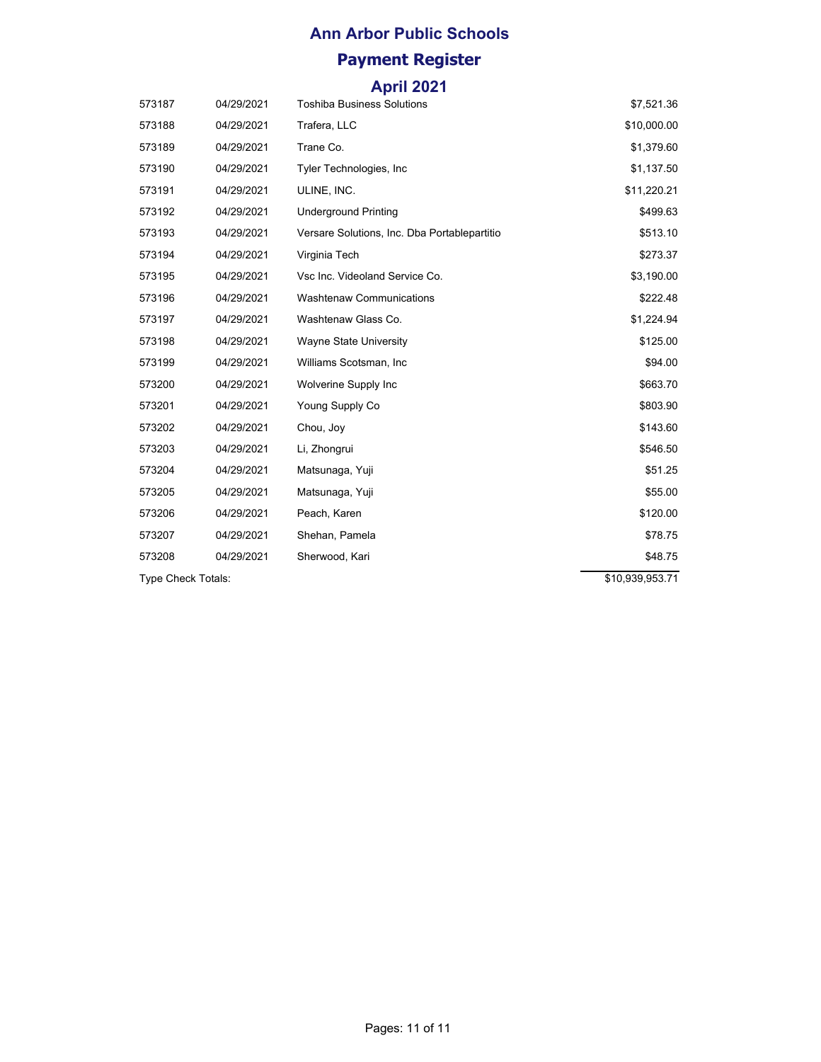# Ann Arbor Public Schools

## Payment Register

### April 2021

| | | | |
|---|---|---|---|
| 573187 | 04/29/2021 | Toshiba Business Solutions | $7,521.36 |
| 573188 | 04/29/2021 | Trafera, LLC | $10,000.00 |
| 573189 | 04/29/2021 | Trane Co. | $1,379.60 |
| 573190 | 04/29/2021 | Tyler Technologies, Inc | $1,137.50 |
| 573191 | 04/29/2021 | ULINE, INC. | $11,220.21 |
| 573192 | 04/29/2021 | Underground Printing | $499.63 |
| 573193 | 04/29/2021 | Versare Solutions, Inc. Dba Portablepartitio | $513.10 |
| 573194 | 04/29/2021 | Virginia Tech | $273.37 |
| 573195 | 04/29/2021 | Vsc Inc. Videoland Service Co. | $3,190.00 |
| 573196 | 04/29/2021 | Washtenaw Communications | $222.48 |
| 573197 | 04/29/2021 | Washtenaw Glass Co. | $1,224.94 |
| 573198 | 04/29/2021 | Wayne State University | $125.00 |
| 573199 | 04/29/2021 | Williams Scotsman, Inc | $94.00 |
| 573200 | 04/29/2021 | Wolverine Supply Inc | $663.70 |
| 573201 | 04/29/2021 | Young Supply Co | $803.90 |
| 573202 | 04/29/2021 | Chou, Joy | $143.60 |
| 573203 | 04/29/2021 | Li, Zhongrui | $546.50 |
| 573204 | 04/29/2021 | Matsunaga, Yuji | $51.25 |
| 573205 | 04/29/2021 | Matsunaga, Yuji | $55.00 |
| 573206 | 04/29/2021 | Peach, Karen | $120.00 |
| 573207 | 04/29/2021 | Shehan, Pamela | $78.75 |
| 573208 | 04/29/2021 | Sherwood, Kari | $48.75 |
| Type Check Totals: | | | $10,939,953.71 |